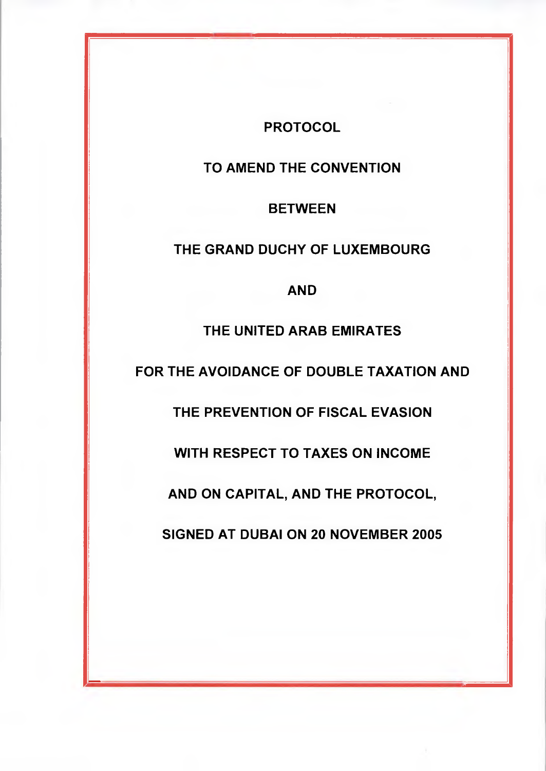# PROTOCOL

# TO AMEND THE CONVENTION

# BETWEEN

# THE GRAND DUCHY OF LUXEMBOURG

# AND

# THE UNITED ARAB EMIRATES

# FOR THE AVOIDANCE OF DOUBLE TAXATION AND

# THE PREVENTION OF FISCAL EVASION

# WITH RESPECT TO TAXES ON INCOME

# AND ON CAPITAL, AND THE PROTOCOL,

# SIGNED AT DUBAI ON 20 NOVEMBER 2005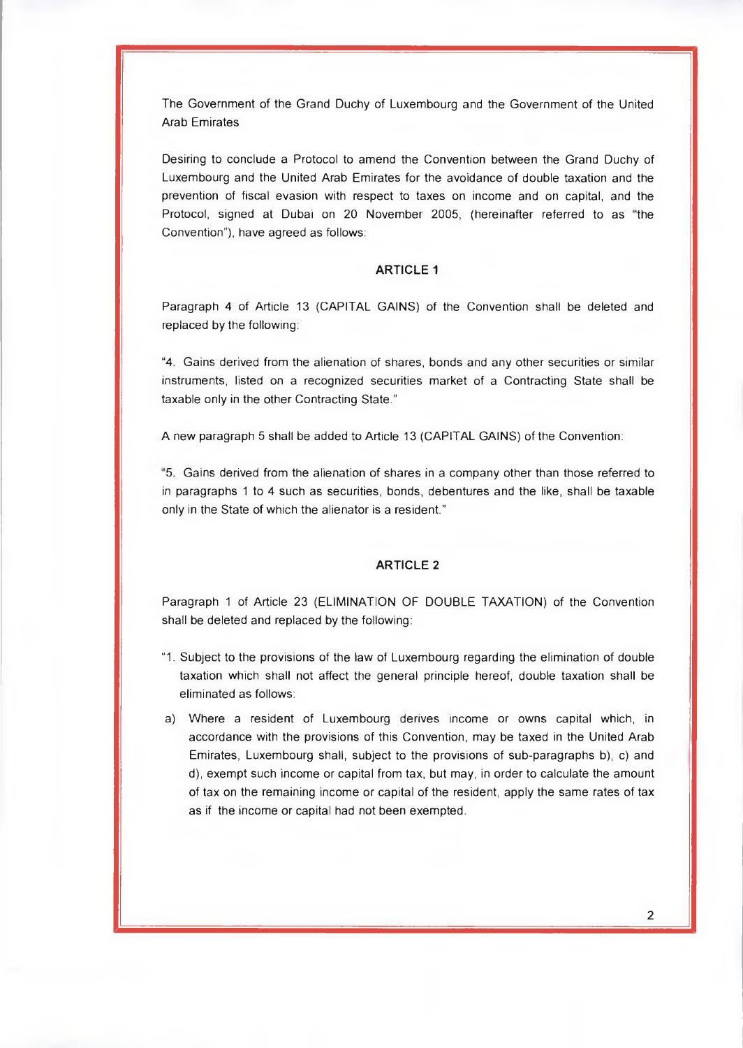The Government of the Grand Duchy of Luxembourg and the Government of the United Arab Emirates

Desiring to conclude a Protocol to amend the Convention between the Grand Duchy of Luxembourg and the United Arab Emirates for the avoidance of double taxation and the prevention of fiscal evasion with respect to taxes on income and on capital, and the Protocol, signed at Dubai on 20 November 2005, (hereinafter referred to as "the Convention"), have agreed as follows:

### ARTICLE 1

Paragraph 4 of Article 13 (CAPITAL GAINS) of the Convention shall be deleted and replaced by the following:

"4. Gains derived from the alienation of shares, bonds and any other securities or similar instruments, listed on a recognized securities market of a Contracting State shall be taxable only in the other Contracting State."

A new paragraph 5 shall be added to Article 13 (CAPITAL GAINS) of the Convention:

"5. Gains derived from the alienation of shares in a company other than those referred to in paragraphs 1 to 4 such as securities, bonds, debentures and the like, shall be taxable only in the State of which the alienator is a resident."

### ARTICLE 2

Paragraph 1 of Article 23 (ELIMINATION OF DOUBLE TAXATION) of the Convention shall be deleted and replaced by the following:

"1. Subject to the provisions of the law of Luxembourg regarding the elimination of double taxation which shall not affect the general principle hereof, double taxation shall be eliminated as follows:

a) Where a resident of Luxembourg derives income or owns capital which, in accordance with the provisions of this Convention, may be taxed in the United Arab Emirates, Luxembourg shall, subject to the provisions of sub-paragraphs b), c) and d), exempt such income or capital from tax, but may, in order to calculate the amount of tax on the remaining income or capital of the resident, apply the same rates of tax as if the income or capital had not been exempted.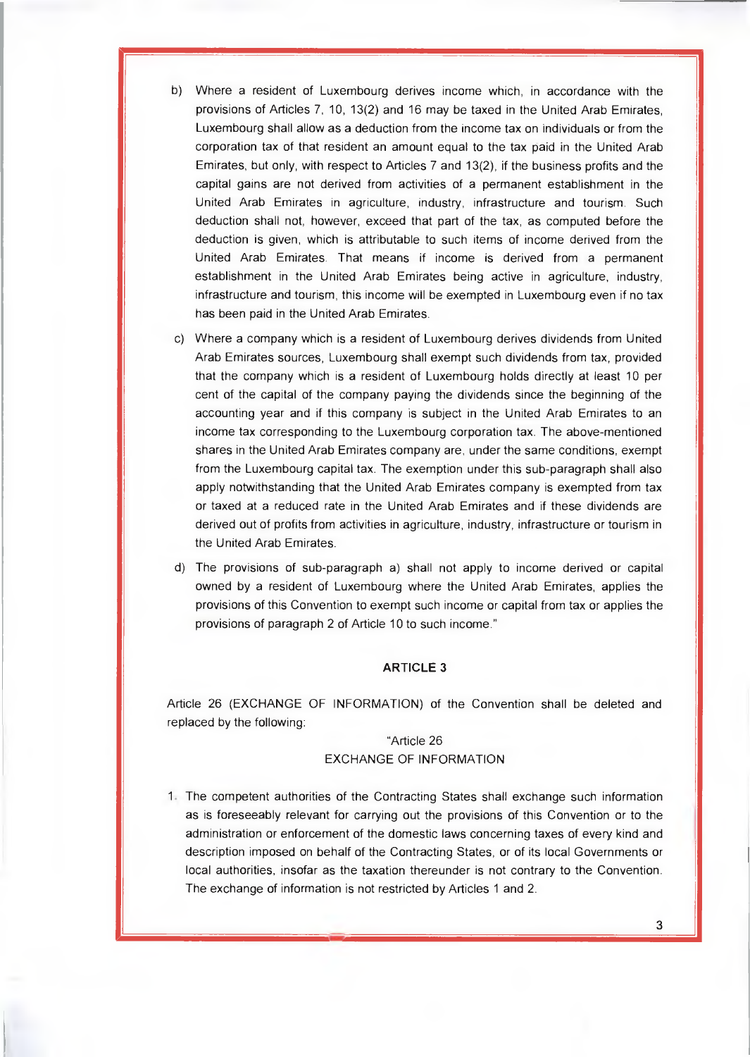b) Where a resident of Luxembourg derives income which, in accordance with the provisions of Articles 7, 10, 13(2) and 16 may be taxed in the United Arab Emirates, Luxembourg shall allow as a deduction from the income tax on individuals or from the corporation tax of that resident an amount equal to the tax paid in the United Arab Emirates, but only, with respect to Articles 7 and 13(2), if the business profits and the capital gains are not derived from activities of a permanent establishment in the United Arab Emirates in agriculture, industry, infrastructure and tourism. Such deduction shall not, however, exceed that part of the tax, as computed before the deduction is given, which is attributable to such items of income derived from the United Arab Emirates. That means if income is derived from a permanent establishment in the United Arab Emirates being active in agriculture, industry, infrastructure and tourism, this income will be exempted in Luxembourg even if no tax has been paid in the United Arab Emirates.

c) Where a company which is a resident of Luxembourg derives dividends from United Arab Emirates sources, Luxembourg shall exempt such dividends from tax, provided that the company which is a resident of Luxembourg holds directly at least 10 per cent of the capital of the company paying the dividends since the beginning of the accounting year and if this company is subject in the United Arab Emirates to an income tax corresponding to the Luxembourg corporation tax. The above-mentioned shares in the United Arab Emirates company are, under the same conditions, exempt from the Luxembourg capital tax. The exemption under this sub-paragraph shall also apply notwithstanding that the United Arab Emirates company is exempted from tax or taxed at a reduced rate in the United Arab Emirates and if these dividends are derived out of profits from activities in agriculture, industry, infrastructure or tourism in the United Arab Emirates.

d) The provisions of sub-paragraph a) shall not apply to income derived or capital owned by a resident of Luxembourg where the United Arab Emirates, applies the provisions of this Convention to exempt such income or capital from tax or applies the provisions of paragraph 2 of Article 10 to such income."

## ARTICLE 3

Article 26 (EXCHANGE OF INFORMATION) of the Convention shall be deleted and replaced by the following:

"Article 26
EXCHANGE OF INFORMATION

1. The competent authorities of the Contracting States shall exchange such information as is foreseeably relevant for carrying out the provisions of this Convention or to the administration or enforcement of the domestic laws concerning taxes of every kind and description imposed on behalf of the Contracting States, or of its local Governments or local authorities, insofar as the taxation thereunder is not contrary to the Convention. The exchange of information is not restricted by Articles 1 and 2.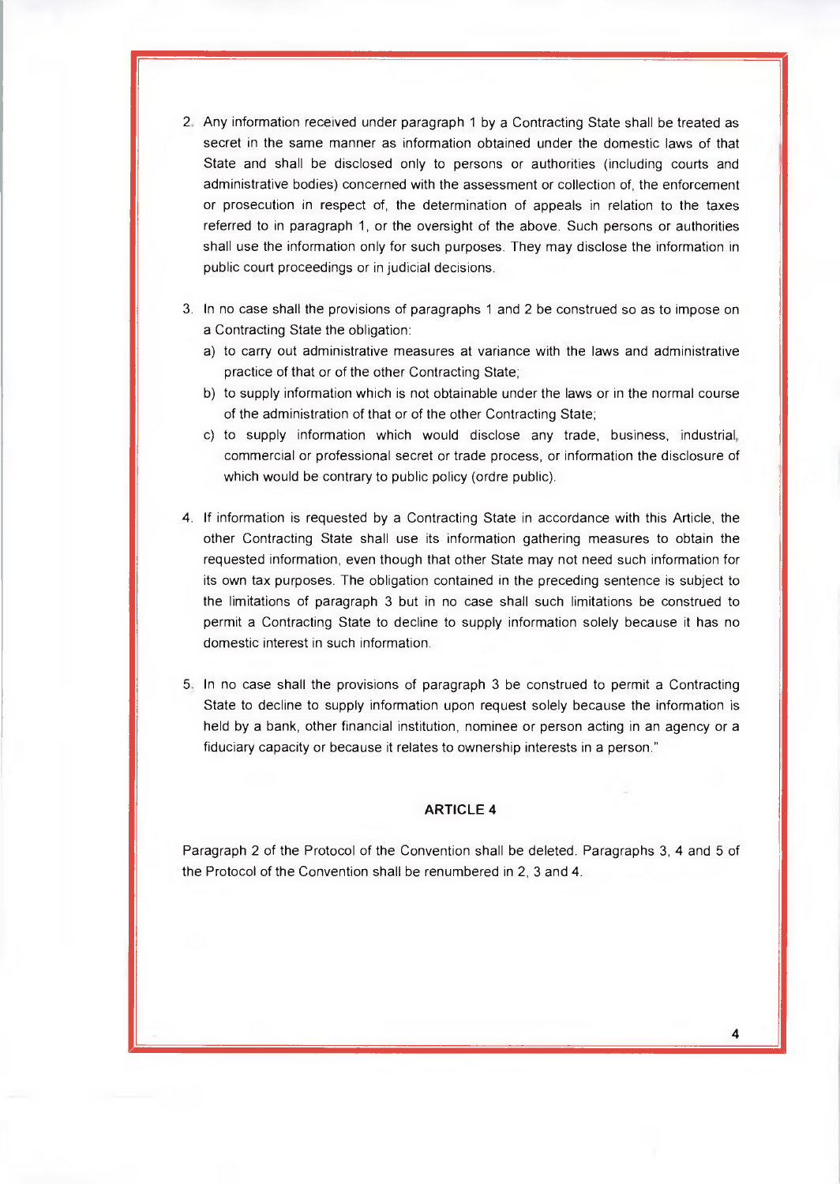2. Any information received under paragraph 1 by a Contracting State shall be treated as secret in the same manner as information obtained under the domestic laws of that State and shall be disclosed only to persons or authorities (including courts and administrative bodies) concerned with the assessment or collection of, the enforcement or prosecution in respect of, the determination of appeals in relation to the taxes referred to in paragraph 1, or the oversight of the above. Such persons or authorities shall use the information only for such purposes. They may disclose the information in public court proceedings or in judicial decisions.

3. In no case shall the provisions of paragraphs 1 and 2 be construed so as to impose on a Contracting State the obligation:
   a) to carry out administrative measures at variance with the laws and administrative practice of that or of the other Contracting State;
   b) to supply information which is not obtainable under the laws or in the normal course of the administration of that or of the other Contracting State;
   c) to supply information which would disclose any trade, business, industrial, commercial or professional secret or trade process, or information the disclosure of which would be contrary to public policy (ordre public).

4. If information is requested by a Contracting State in accordance with this Article, the other Contracting State shall use its information gathering measures to obtain the requested information, even though that other State may not need such information for its own tax purposes. The obligation contained in the preceding sentence is subject to the limitations of paragraph 3 but in no case shall such limitations be construed to permit a Contracting State to decline to supply information solely because it has no domestic interest in such information.

5. In no case shall the provisions of paragraph 3 be construed to permit a Contracting State to decline to supply information upon request solely because the information is held by a bank, other financial institution, nominee or person acting in an agency or a fiduciary capacity or because it relates to ownership interests in a person."

**ARTICLE 4**

Paragraph 2 of the Protocol of the Convention shall be deleted. Paragraphs 3, 4 and 5 of the Protocol of the Convention shall be renumbered in 2, 3 and 4.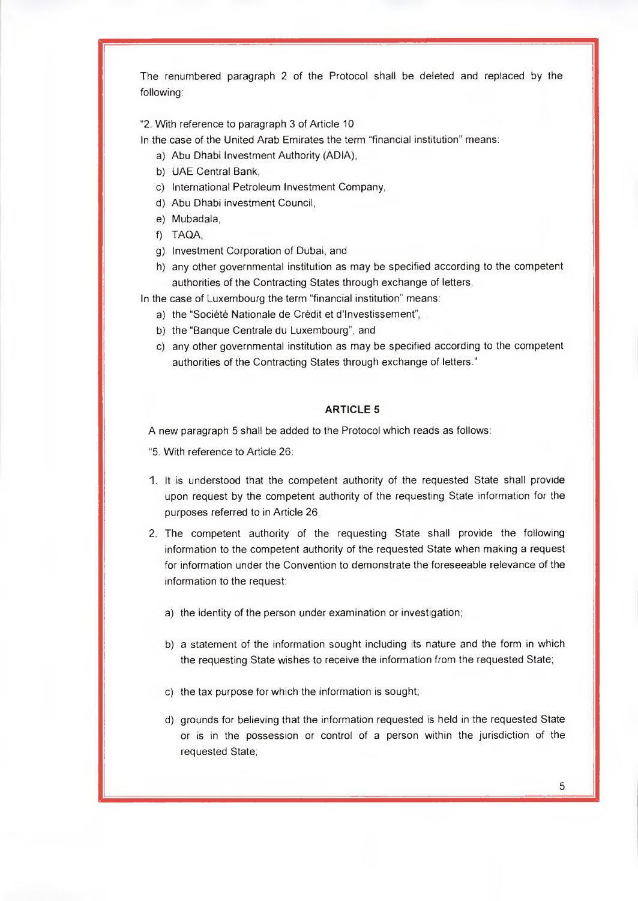The renumbered paragraph 2 of the Protocol shall be deleted and replaced by the following:

"2. With reference to paragraph 3 of Article 10

In the case of the United Arab Emirates the term "financial institution" means:

a) Abu Dhabi Investment Authority (ADIA),
b) UAE Central Bank,
c) International Petroleum Investment Company,
d) Abu Dhabi investment Council,
e) Mubadala,
f) TAQA,
g) Investment Corporation of Dubai, and
h) any other governmental institution as may be specified according to the competent authorities of the Contracting States through exchange of letters.

In the case of Luxembourg the term "financial institution" means:

a) the "Société Nationale de Crédit et d'Investissement",
b) the "Banque Centrale du Luxembourg", and
c) any other governmental institution as may be specified according to the competent authorities of the Contracting States through exchange of letters."

## ARTICLE 5

A new paragraph 5 shall be added to the Protocol which reads as follows:

"5. With reference to Article 26:

1. It is understood that the competent authority of the requested State shall provide upon request by the competent authority of the requesting State information for the purposes referred to in Article 26.

2. The competent authority of the requesting State shall provide the following information to the competent authority of the requested State when making a request for information under the Convention to demonstrate the foreseeable relevance of the information to the request:

   a) the identity of the person under examination or investigation;

   b) a statement of the information sought including its nature and the form in which the requesting State wishes to receive the information from the requested State;

   c) the tax purpose for which the information is sought;

   d) grounds for believing that the information requested is held in the requested State or is in the possession or control of a person within the jurisdiction of the requested State;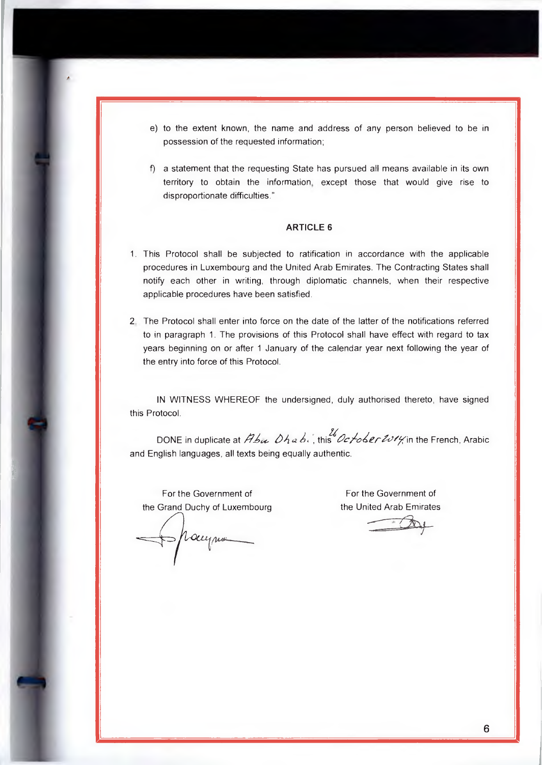e) to the extent known, the name and address of any person believed to be in possession of the requested information;

f) a statement that the requesting State has pursued all means available in its own territory to obtain the information, except those that would give rise to disproportionate difficulties."

**ARTICLE 6**

1. This Protocol shall be subjected to ratification in accordance with the applicable procedures in Luxembourg and the United Arab Emirates. The Contracting States shall notify each other in writing, through diplomatic channels, when their respective applicable procedures have been satisfied.

2. The Protocol shall enter into force on the date of the latter of the notifications referred to in paragraph 1. The provisions of this Protocol shall have effect with regard to tax years beginning on or after 1 January of the calendar year next following the year of the entry into force of this Protocol.

IN WITNESS WHEREOF the undersigned, duly authorised thereto, have signed this Protocol.

DONE in duplicate at *Abu Dhabi*, this *26 October 2014* in the French, Arabic and English languages, all texts being equally authentic.

For the Government of
the Grand Duchy of Luxembourg

For the Government of
the United Arab Emirates